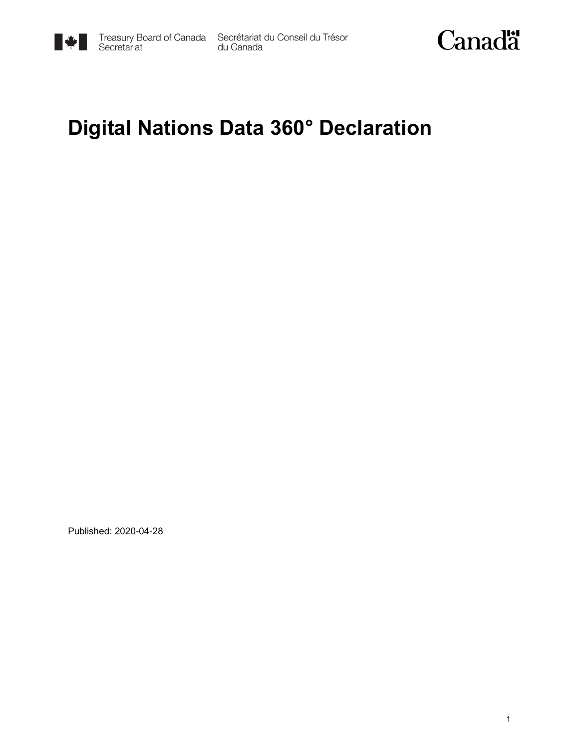Treasury Board of Canada Secretariat / Secrétariat du Conseil du Trésor du Canada

# Digital Nations Data 360° Declaration

Published: 2020-04-28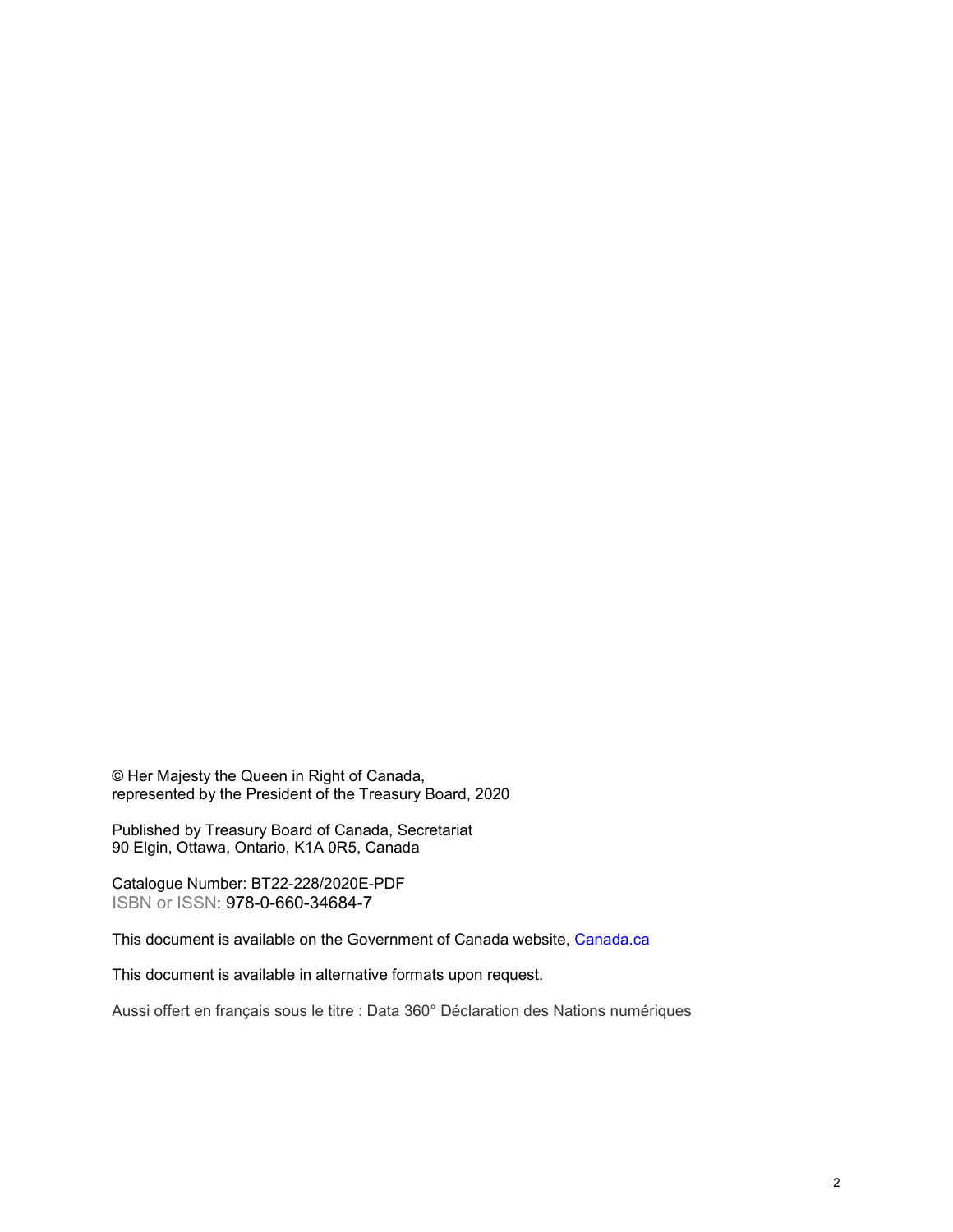© Her Majesty the Queen in Right of Canada,
represented by the President of the Treasury Board, 2020

Published by Treasury Board of Canada, Secretariat
90 Elgin, Ottawa, Ontario, K1A 0R5, Canada

Catalogue Number: BT22-228/2020E-PDF
ISBN or ISSN: 978-0-660-34684-7

This document is available on the Government of Canada website, Canada.ca

This document is available in alternative formats upon request.

Aussi offert en français sous le titre : Data 360° Déclaration des Nations numériques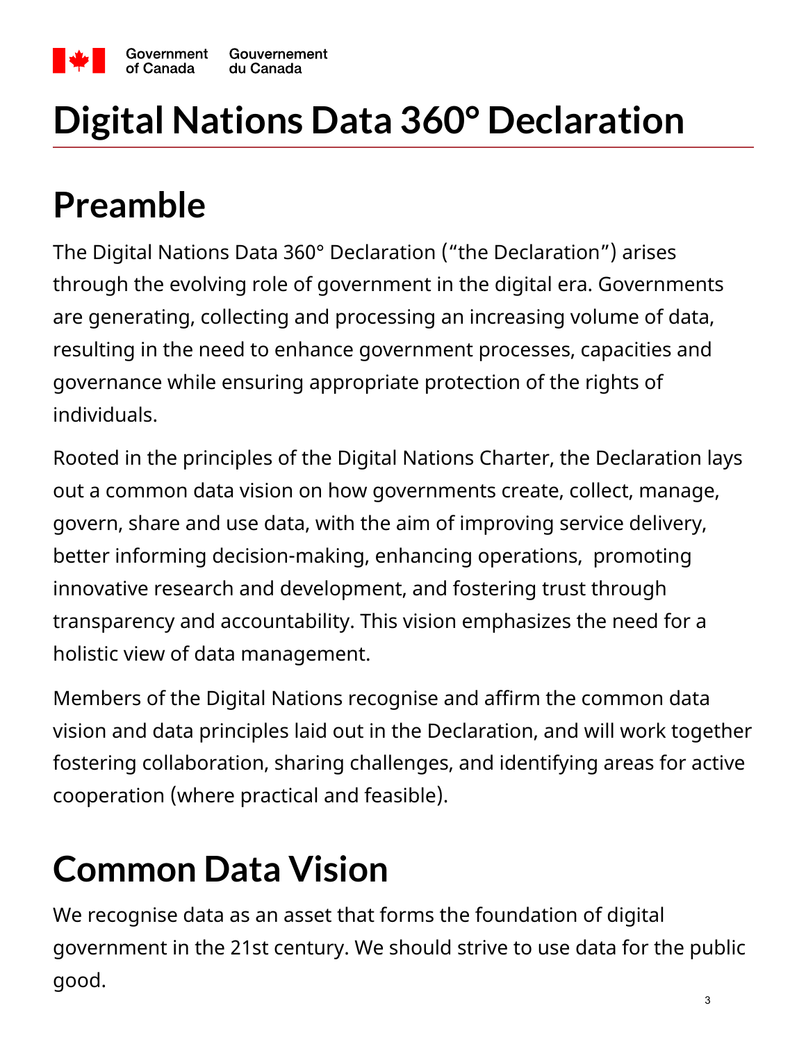# Digital Nations Data 360° Declaration

## Preamble

The Digital Nations Data 360° Declaration ("the Declaration") arises through the evolving role of government in the digital era. Governments are generating, collecting and processing an increasing volume of data, resulting in the need to enhance government processes, capacities and governance while ensuring appropriate protection of the rights of individuals.

Rooted in the principles of the Digital Nations Charter, the Declaration lays out a common data vision on how governments create, collect, manage, govern, share and use data, with the aim of improving service delivery, better informing decision-making, enhancing operations, promoting innovative research and development, and fostering trust through transparency and accountability. This vision emphasizes the need for a holistic view of data management.

Members of the Digital Nations recognise and affirm the common data vision and data principles laid out in the Declaration, and will work together fostering collaboration, sharing challenges, and identifying areas for active cooperation (where practical and feasible).

## Common Data Vision

We recognise data as an asset that forms the foundation of digital government in the 21st century. We should strive to use data for the public good.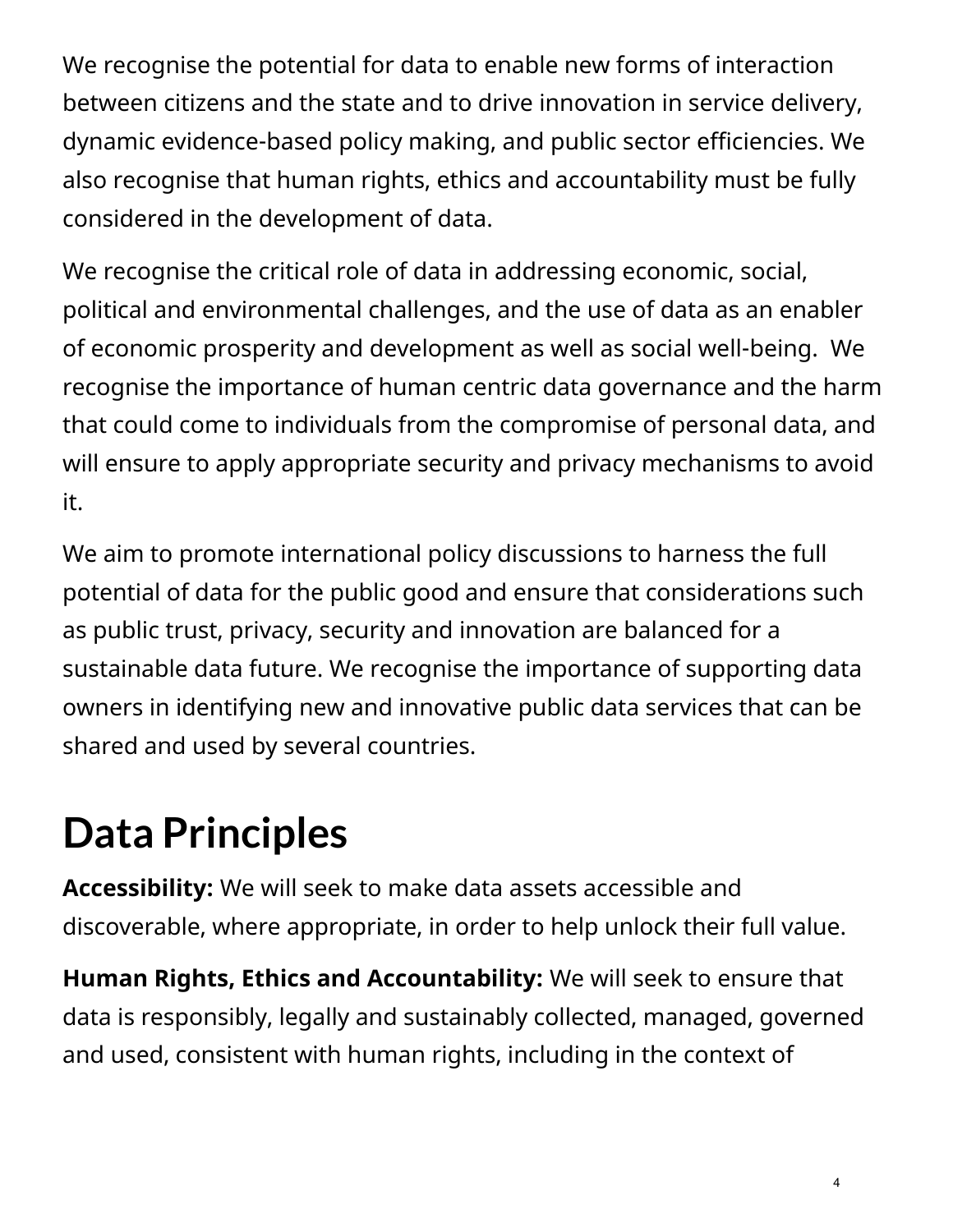We recognise the potential for data to enable new forms of interaction between citizens and the state and to drive innovation in service delivery, dynamic evidence-based policy making, and public sector efficiencies. We also recognise that human rights, ethics and accountability must be fully considered in the development of data.

We recognise the critical role of data in addressing economic, social, political and environmental challenges, and the use of data as an enabler of economic prosperity and development as well as social well-being. We recognise the importance of human centric data governance and the harm that could come to individuals from the compromise of personal data, and will ensure to apply appropriate security and privacy mechanisms to avoid it.

We aim to promote international policy discussions to harness the full potential of data for the public good and ensure that considerations such as public trust, privacy, security and innovation are balanced for a sustainable data future. We recognise the importance of supporting data owners in identifying new and innovative public data services that can be shared and used by several countries.

# Data Principles

**Accessibility:** We will seek to make data assets accessible and discoverable, where appropriate, in order to help unlock their full value.

**Human Rights, Ethics and Accountability:** We will seek to ensure that data is responsibly, legally and sustainably collected, managed, governed and used, consistent with human rights, including in the context of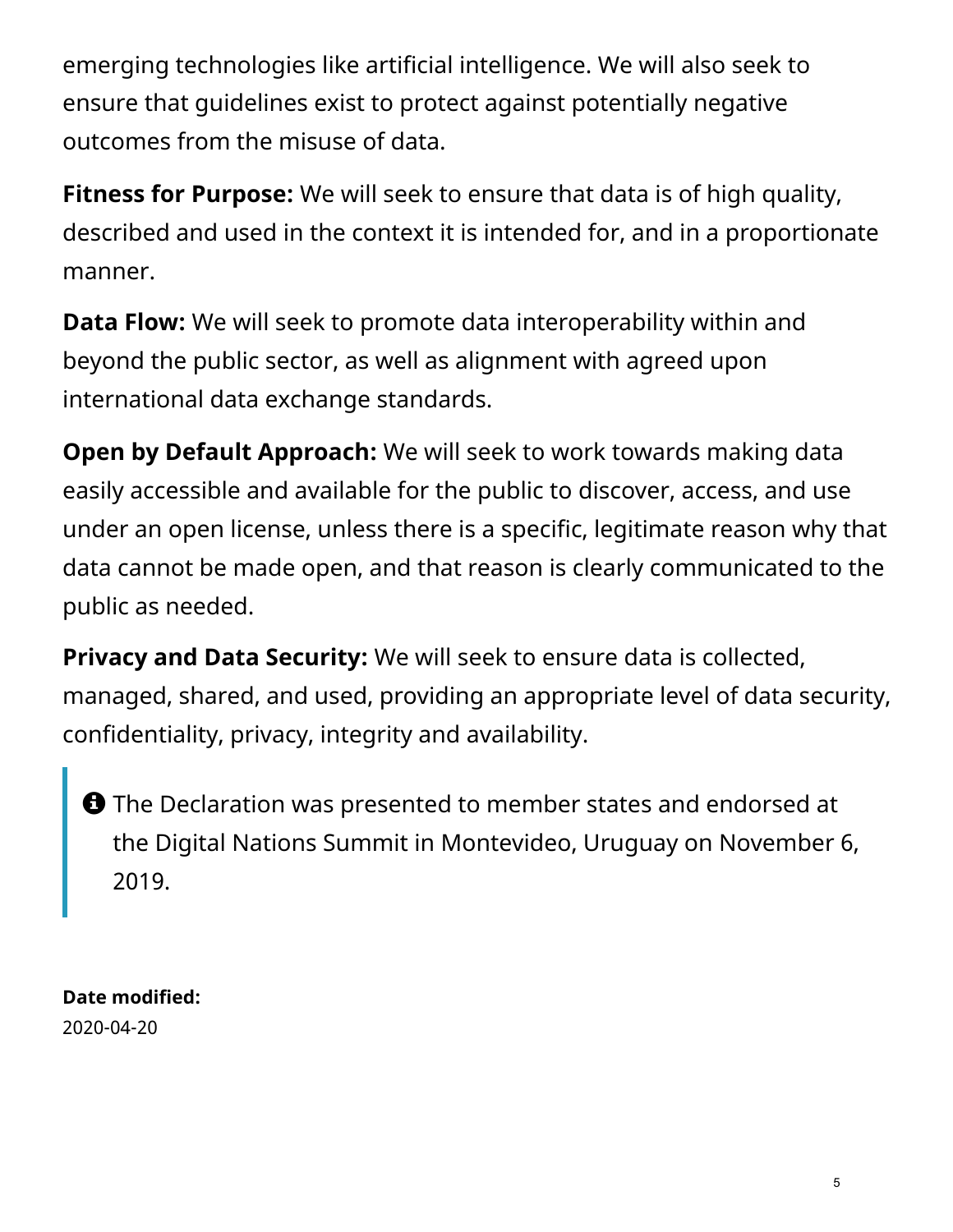emerging technologies like artificial intelligence. We will also seek to ensure that guidelines exist to protect against potentially negative outcomes from the misuse of data.

**Fitness for Purpose:** We will seek to ensure that data is of high quality, described and used in the context it is intended for, and in a proportionate manner.

**Data Flow:** We will seek to promote data interoperability within and beyond the public sector, as well as alignment with agreed upon international data exchange standards.

**Open by Default Approach:** We will seek to work towards making data easily accessible and available for the public to discover, access, and use under an open license, unless there is a specific, legitimate reason why that data cannot be made open, and that reason is clearly communicated to the public as needed.

**Privacy and Data Security:** We will seek to ensure data is collected, managed, shared, and used, providing an appropriate level of data security, confidentiality, privacy, integrity and availability.

> The Declaration was presented to member states and endorsed at the Digital Nations Summit in Montevideo, Uruguay on November 6, 2019.

**Date modified:**
2020-04-20